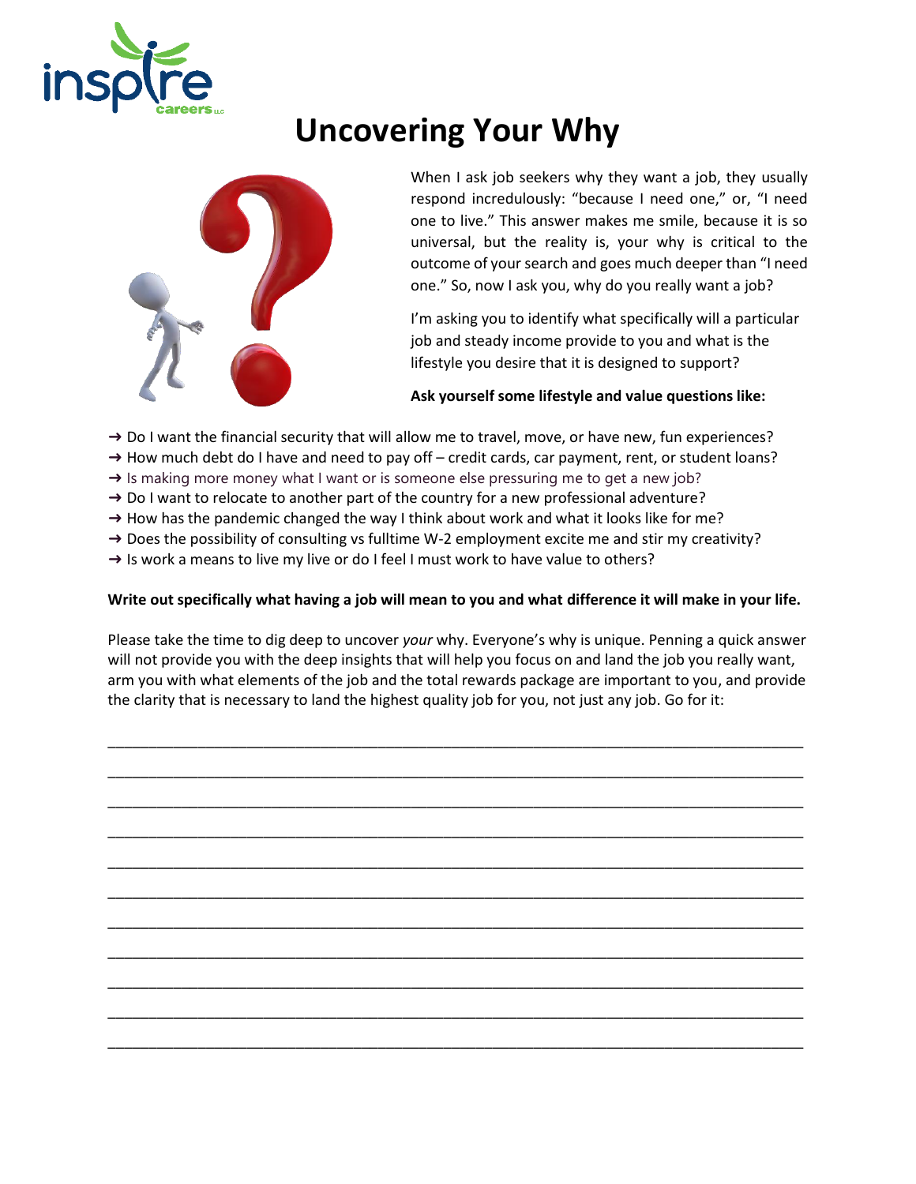# Uncovering Your Why

When I ask job seekers why they want a job, they usually respond incredulously: "because I need one," or, "I need one to live." This answer makes me smile, because it is so universal, but the reality is, your why is critical to the outcome of your search and goes much deeper than "I need one." So, now I ask you, why do you really want a job?

I'm asking you to identify what specifically will a particular job and steady income provide to you and what is the lifestyle you desire that it is designed to support?

**Ask yourself some lifestyle and value questions like:**

- → Do I want the financial security that will allow me to travel, move, or have new, fun experiences?
- → How much debt do I have and need to pay off – credit cards, car payment, rent, or student loans?
- → Is making more money what I want or is someone else pressuring me to get a new job?
- → Do I want to relocate to another part of the country for a new professional adventure?
- → How has the pandemic changed the way I think about work and what it looks like for me?
- → Does the possibility of consulting vs fulltime W-2 employment excite me and stir my creativity?
- → Is work a means to live my live or do I feel I must work to have value to others?

**Write out specifically what having a job will mean to you and what difference it will make in your life.**

Please take the time to dig deep to uncover *your* why. Everyone's why is unique. Penning a quick answer will not provide you with the deep insights that will help you focus on and land the job you really want, arm you with what elements of the job and the total rewards package are important to you, and provide the clarity that is necessary to land the highest quality job for you, not just any job. Go for it:

___________________________________________________________________________

___________________________________________________________________________

___________________________________________________________________________

___________________________________________________________________________

___________________________________________________________________________

___________________________________________________________________________

___________________________________________________________________________

___________________________________________________________________________

___________________________________________________________________________

___________________________________________________________________________

___________________________________________________________________________